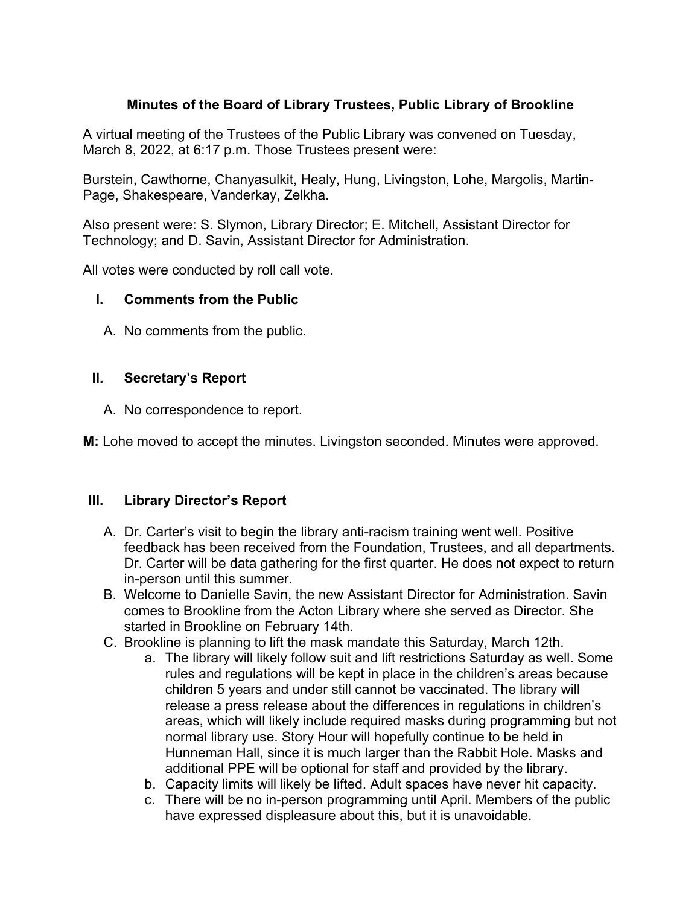# Minutes of the Board of Library Trustees, Public Library of Brookline

A virtual meeting of the Trustees of the Public Library was convened on Tuesday, March 8, 2022, at 6:17 p.m. Those Trustees present were:

Burstein, Cawthorne, Chanyasulkit, Healy, Hung, Livingston, Lohe, Margolis, Martin-Page, Shakespeare, Vanderkay, Zelkha.

Also present were: S. Slymon, Library Director; E. Mitchell, Assistant Director for Technology; and D. Savin, Assistant Director for Administration.

All votes were conducted by roll call vote.

## I. Comments from the Public

A. No comments from the public.

## II. Secretary's Report

A. No correspondence to report.

**M:** Lohe moved to accept the minutes. Livingston seconded. Minutes were approved.

## III. Library Director's Report

A. Dr. Carter's visit to begin the library anti-racism training went well. Positive feedback has been received from the Foundation, Trustees, and all departments. Dr. Carter will be data gathering for the first quarter. He does not expect to return in-person until this summer.

B. Welcome to Danielle Savin, the new Assistant Director for Administration. Savin comes to Brookline from the Acton Library where she served as Director. She started in Brookline on February 14th.

C. Brookline is planning to lift the mask mandate this Saturday, March 12th.
   a. The library will likely follow suit and lift restrictions Saturday as well. Some rules and regulations will be kept in place in the children's areas because children 5 years and under still cannot be vaccinated. The library will release a press release about the differences in regulations in children's areas, which will likely include required masks during programming but not normal library use. Story Hour will hopefully continue to be held in Hunneman Hall, since it is much larger than the Rabbit Hole. Masks and additional PPE will be optional for staff and provided by the library.
   b. Capacity limits will likely be lifted. Adult spaces have never hit capacity.
   c. There will be no in-person programming until April. Members of the public have expressed displeasure about this, but it is unavoidable.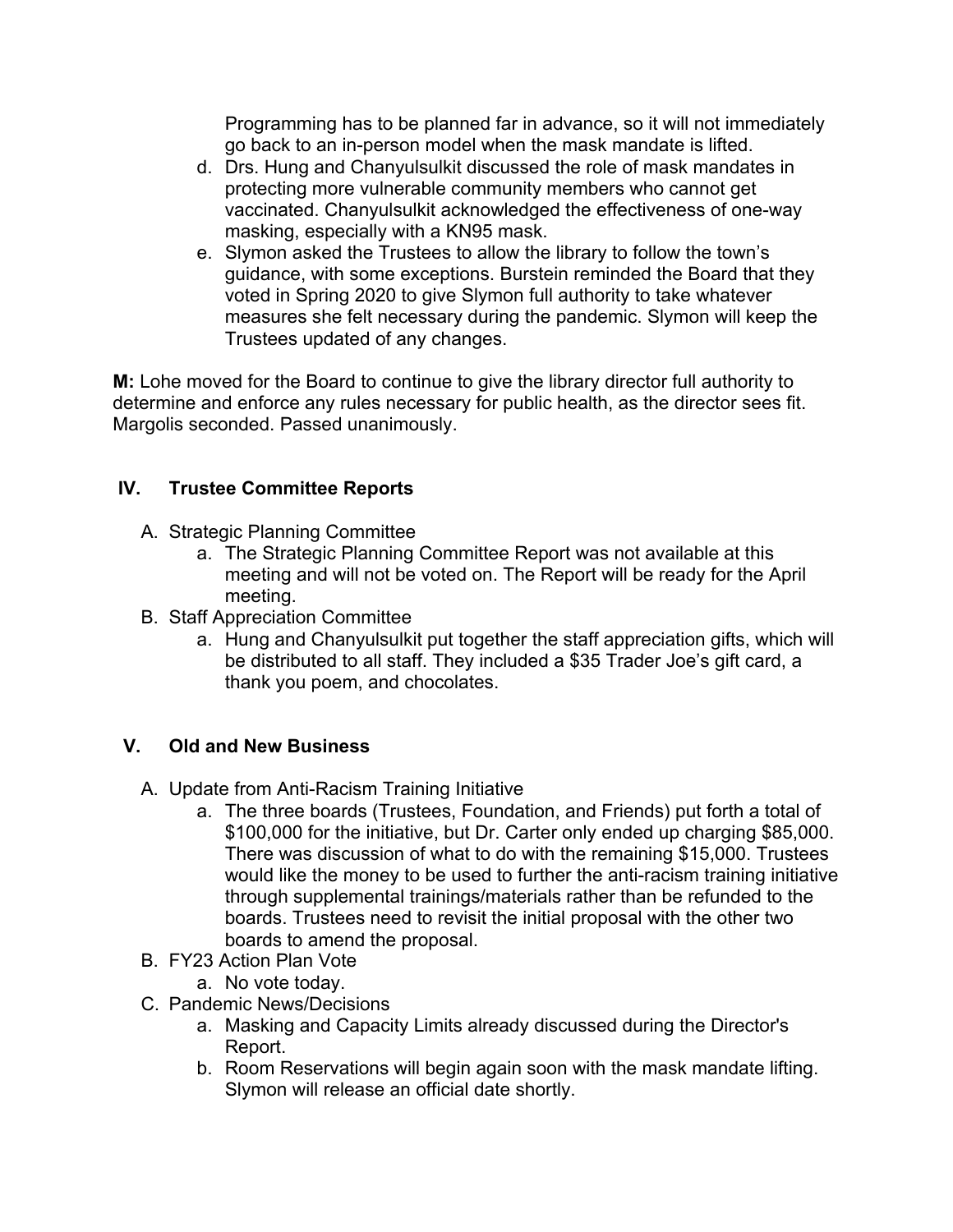Programming has to be planned far in advance, so it will not immediately go back to an in-person model when the mask mandate is lifted.

d. Drs. Hung and Chanyulsulkit discussed the role of mask mandates in protecting more vulnerable community members who cannot get vaccinated. Chanyulsulkit acknowledged the effectiveness of one-way masking, especially with a KN95 mask.
e. Slymon asked the Trustees to allow the library to follow the town's guidance, with some exceptions. Burstein reminded the Board that they voted in Spring 2020 to give Slymon full authority to take whatever measures she felt necessary during the pandemic. Slymon will keep the Trustees updated of any changes.

**M:** Lohe moved for the Board to continue to give the library director full authority to determine and enforce any rules necessary for public health, as the director sees fit. Margolis seconded. Passed unanimously.

## IV. Trustee Committee Reports

A. Strategic Planning Committee
   a. The Strategic Planning Committee Report was not available at this meeting and will not be voted on. The Report will be ready for the April meeting.

B. Staff Appreciation Committee
   a. Hung and Chanyulsulkit put together the staff appreciation gifts, which will be distributed to all staff. They included a $35 Trader Joe's gift card, a thank you poem, and chocolates.

## V. Old and New Business

A. Update from Anti-Racism Training Initiative
   a. The three boards (Trustees, Foundation, and Friends) put forth a total of $100,000 for the initiative, but Dr. Carter only ended up charging $85,000. There was discussion of what to do with the remaining $15,000. Trustees would like the money to be used to further the anti-racism training initiative through supplemental trainings/materials rather than be refunded to the boards. Trustees need to revisit the initial proposal with the other two boards to amend the proposal.

B. FY23 Action Plan Vote
   a. No vote today.

C. Pandemic News/Decisions
   a. Masking and Capacity Limits already discussed during the Director's Report.
   b. Room Reservations will begin again soon with the mask mandate lifting. Slymon will release an official date shortly.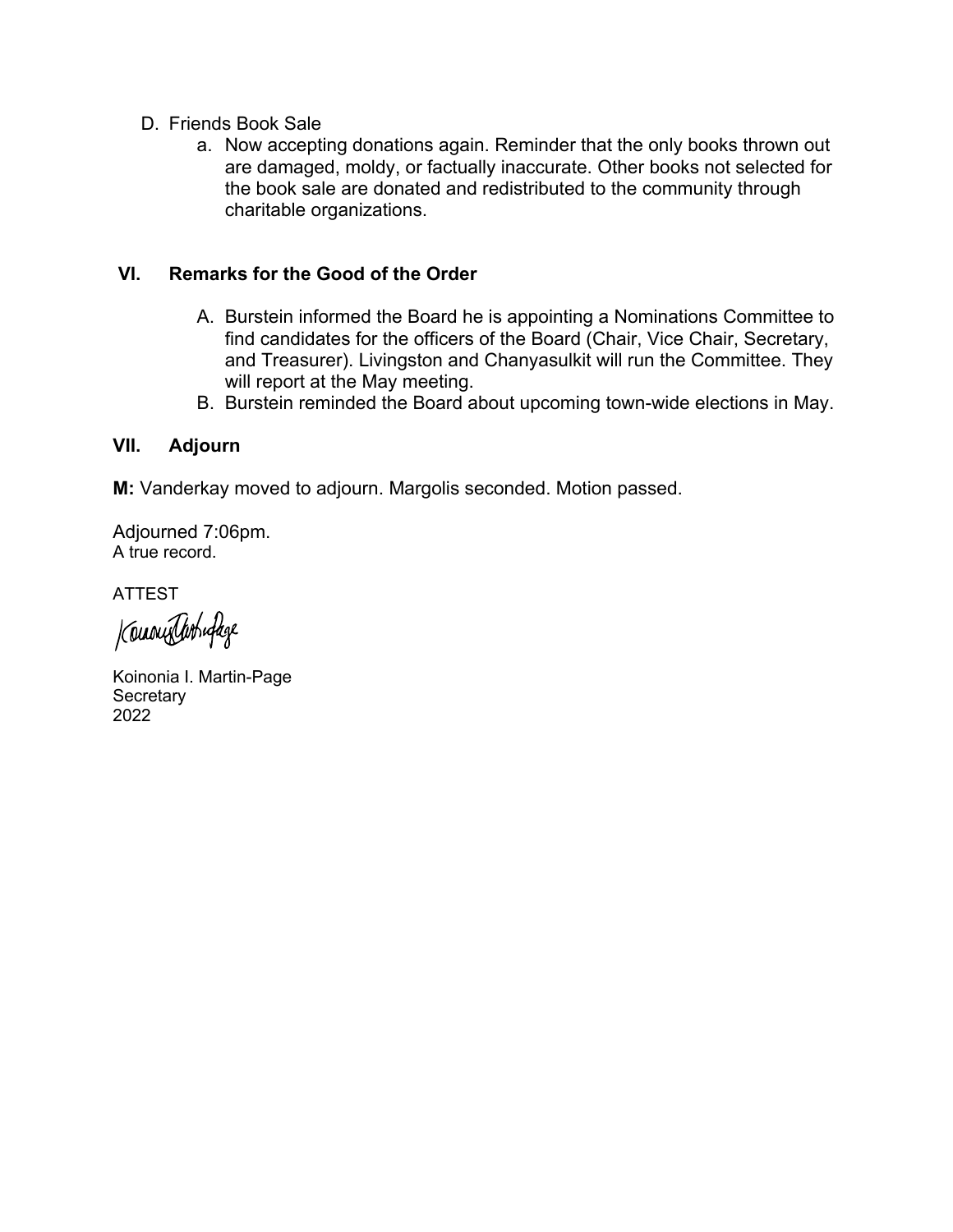D. Friends Book Sale
   a. Now accepting donations again. Reminder that the only books thrown out are damaged, moldy, or factually inaccurate. Other books not selected for the book sale are donated and redistributed to the community through charitable organizations.

## VI. Remarks for the Good of the Order

A. Burstein informed the Board he is appointing a Nominations Committee to find candidates for the officers of the Board (Chair, Vice Chair, Secretary, and Treasurer). Livingston and Chanyasulkit will run the Committee. They will report at the May meeting.
B. Burstein reminded the Board about upcoming town-wide elections in May.

## VII. Adjourn

**M:** Vanderkay moved to adjourn. Margolis seconded. Motion passed.

Adjourned 7:06pm.
A true record.

ATTEST

Koinonia I. Martin-Page
Secretary
2022